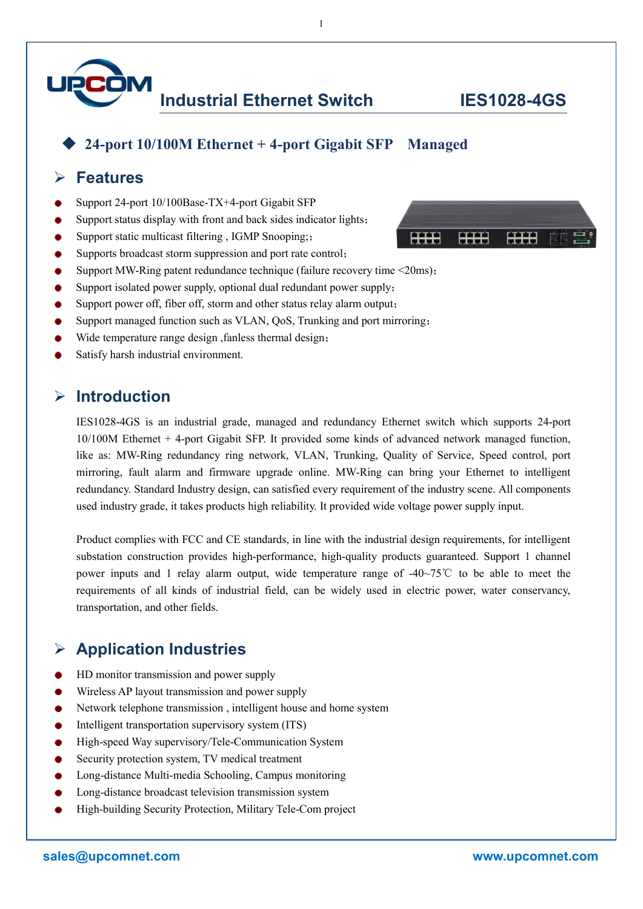# Industrial Ethernet Switch IES1028-4GS

◆ **24-port 10/100M Ethernet + 4-port Gigabit SFP Managed**

## Features

- Support 24-port 10/100Base-TX+4-port Gigabit SFP
- Support status display with front and back sides indicator lights;
- Support static multicast filtering , IGMP Snooping;;
- Supports broadcast storm suppression and port rate control;
- Support MW-Ring patent redundance technique (failure recovery time <20ms);
- Support isolated power supply, optional dual redundant power supply;
- Support power off, fiber off, storm and other status relay alarm output;
- Support managed function such as VLAN, QoS, Trunking and port mirroring;
- Wide temperature range design ,fanless thermal design;
- Satisfy harsh industrial environment.

## Introduction

IES1028-4GS is an industrial grade, managed and redundancy Ethernet switch which supports 24-port 10/100M Ethernet + 4-port Gigabit SFP. It provided some kinds of advanced network managed function, like as: MW-Ring redundancy ring network, VLAN, Trunking, Quality of Service, Speed control, port mirroring, fault alarm and firmware upgrade online. MW-Ring can bring your Ethernet to intelligent redundancy. Standard Industry design, can satisfied every requirement of the industry scene. All components used industry grade, it takes products high reliability. It provided wide voltage power supply input.

Product complies with FCC and CE standards, in line with the industrial design requirements, for intelligent substation construction provides high-performance, high-quality products guaranteed. Support 1 channel power inputs and 1 relay alarm output, wide temperature range of -40~75℃ to be able to meet the requirements of all kinds of industrial field, can be widely used in electric power, water conservancy, transportation, and other fields.

## Application Industries

- HD monitor transmission and power supply
- Wireless AP layout transmission and power supply
- Network telephone transmission , intelligent house and home system
- Intelligent transportation supervisory system (ITS)
- High-speed Way supervisory/Tele-Communication System
- Security protection system, TV medical treatment
- Long-distance Multi-media Schooling, Campus monitoring
- Long-distance broadcast television transmission system
- High-building Security Protection, Military Tele-Com project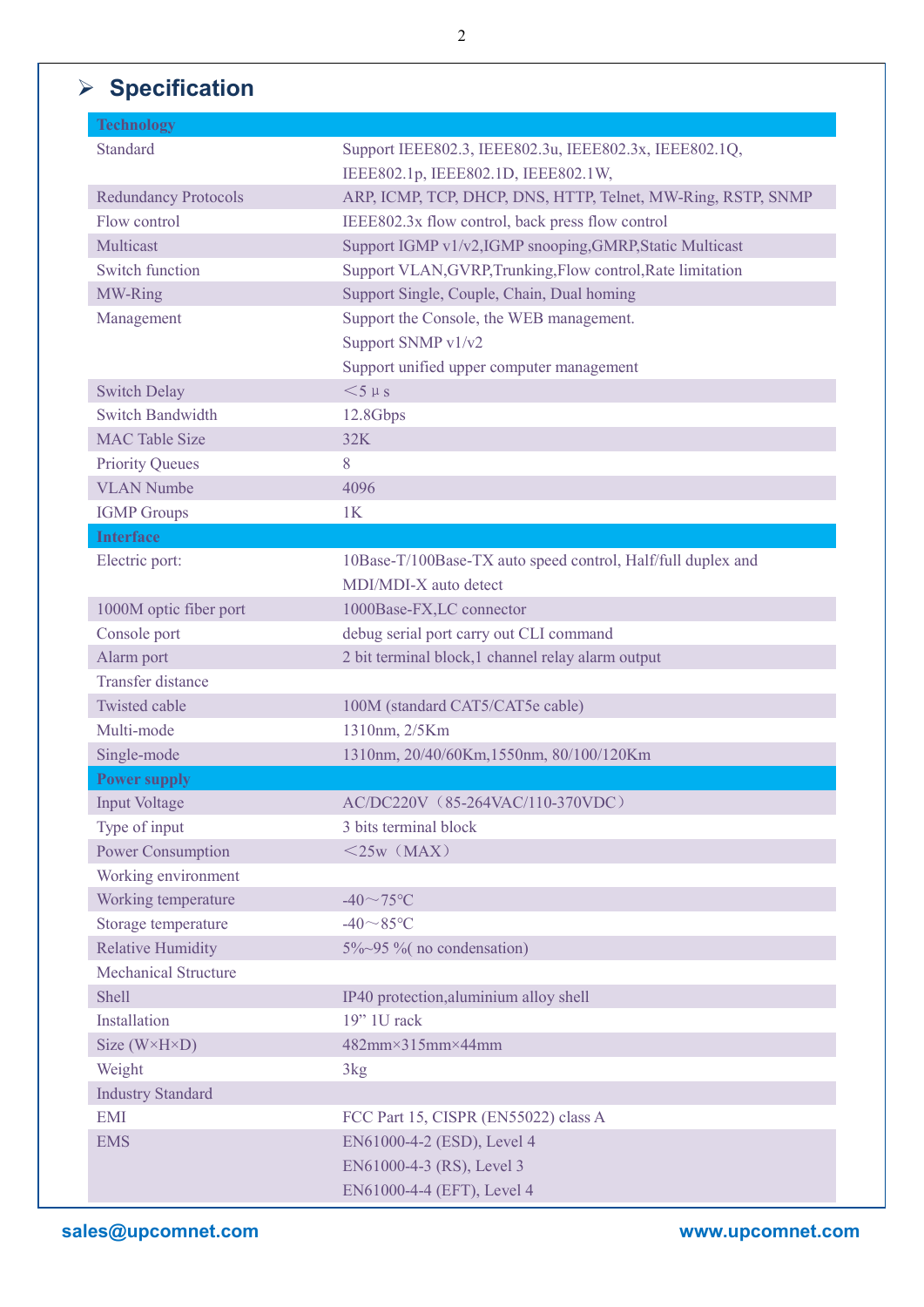## Specification

| Technology | |
|---|---|
| Standard | Support IEEE802.3, IEEE802.3u, IEEE802.3x, IEEE802.1Q, IEEE802.1p, IEEE802.1D, IEEE802.1W, |
| Redundancy Protocols | ARP, ICMP, TCP, DHCP, DNS, HTTP, Telnet, MW-Ring, RSTP, SNMP |
| Flow control | IEEE802.3x flow control, back press flow control |
| Multicast | Support IGMP v1/v2,IGMP snooping,GMRP,Static Multicast |
| Switch function | Support VLAN,GVRP,Trunking,Flow control,Rate limitation |
| MW-Ring | Support Single, Couple, Chain, Dual homing |
| Management | Support the Console, the WEB management.<br>Support SNMP v1/v2<br>Support unified upper computer management |
| Switch Delay | ＜5μs |
| Switch Bandwidth | 12.8Gbps |
| MAC Table Size | 32K |
| Priority Queues | 8 |
| VLAN Numbe | 4096 |
| IGMP Groups | 1K |
| **Interface** | |
| Electric port: | 10Base-T/100Base-TX auto speed control, Half/full duplex and MDI/MDI-X auto detect |
| 1000M optic fiber port | 1000Base-FX,LC connector |
| Console port | debug serial port carry out CLI command |
| Alarm port | 2 bit terminal block,1 channel relay alarm output |
| Transfer distance | |
| Twisted cable | 100M (standard CAT5/CAT5e cable) |
| Multi-mode | 1310nm, 2/5Km |
| Single-mode | 1310nm, 20/40/60Km,1550nm, 80/100/120Km |
| **Power supply** | |
| Input Voltage | AC/DC220V（85-264VAC/110-370VDC） |
| Type of input | 3 bits terminal block |
| Power Consumption | ＜25w（MAX） |
| Working environment | |
| Working temperature | -40～75℃ |
| Storage temperature | -40～85℃ |
| Relative Humidity | 5%~95 %( no condensation) |
| Mechanical Structure | |
| Shell | IP40 protection,aluminium alloy shell |
| Installation | 19" 1U rack |
| Size (W×H×D) | 482mm×315mm×44mm |
| Weight | 3kg |
| Industry Standard | |
| EMI | FCC Part 15, CISPR (EN55022) class A |
| EMS | EN61000-4-2 (ESD), Level 4<br>EN61000-4-3 (RS), Level 3<br>EN61000-4-4 (EFT), Level 4 |

sales@upcomnet.com www.upcomnet.com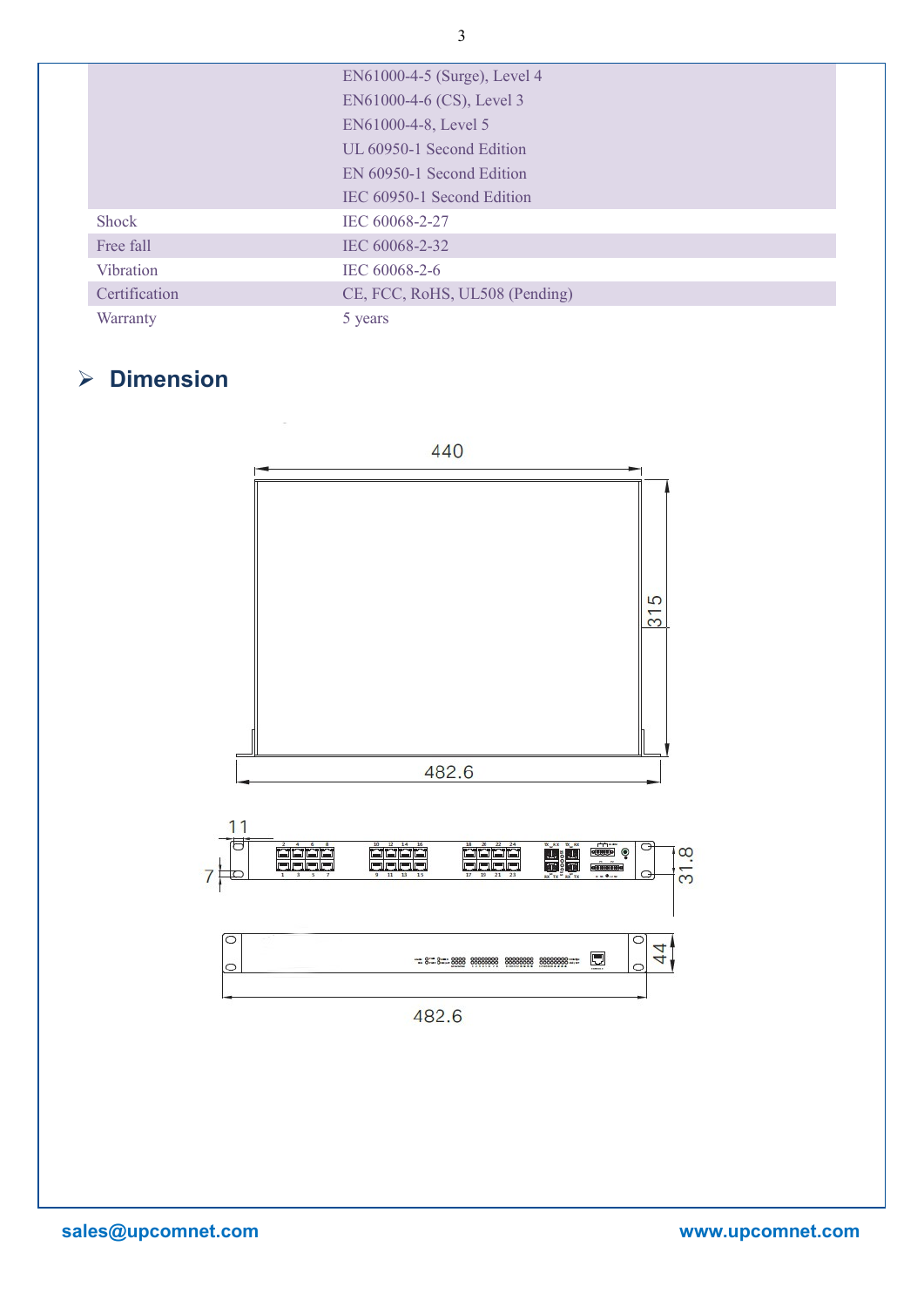| | |
|---|---|
| | EN61000-4-5 (Surge), Level 4 |
| | EN61000-4-6 (CS), Level 3 |
| | EN61000-4-8, Level 5 |
| | UL 60950-1 Second Edition |
| | EN 60950-1 Second Edition |
| | IEC 60950-1 Second Edition |
| Shock | IEC 60068-2-27 |
| Free fall | IEC 60068-2-32 |
| Vibration | IEC 60068-2-6 |
| Certification | CE, FCC, RoHS, UL508 (Pending) |
| Warranty | 5 years |

## Dimension

440

315

482.6

11

7

31.8

44

482.6

sales@upcomnet.com www.upcomnet.com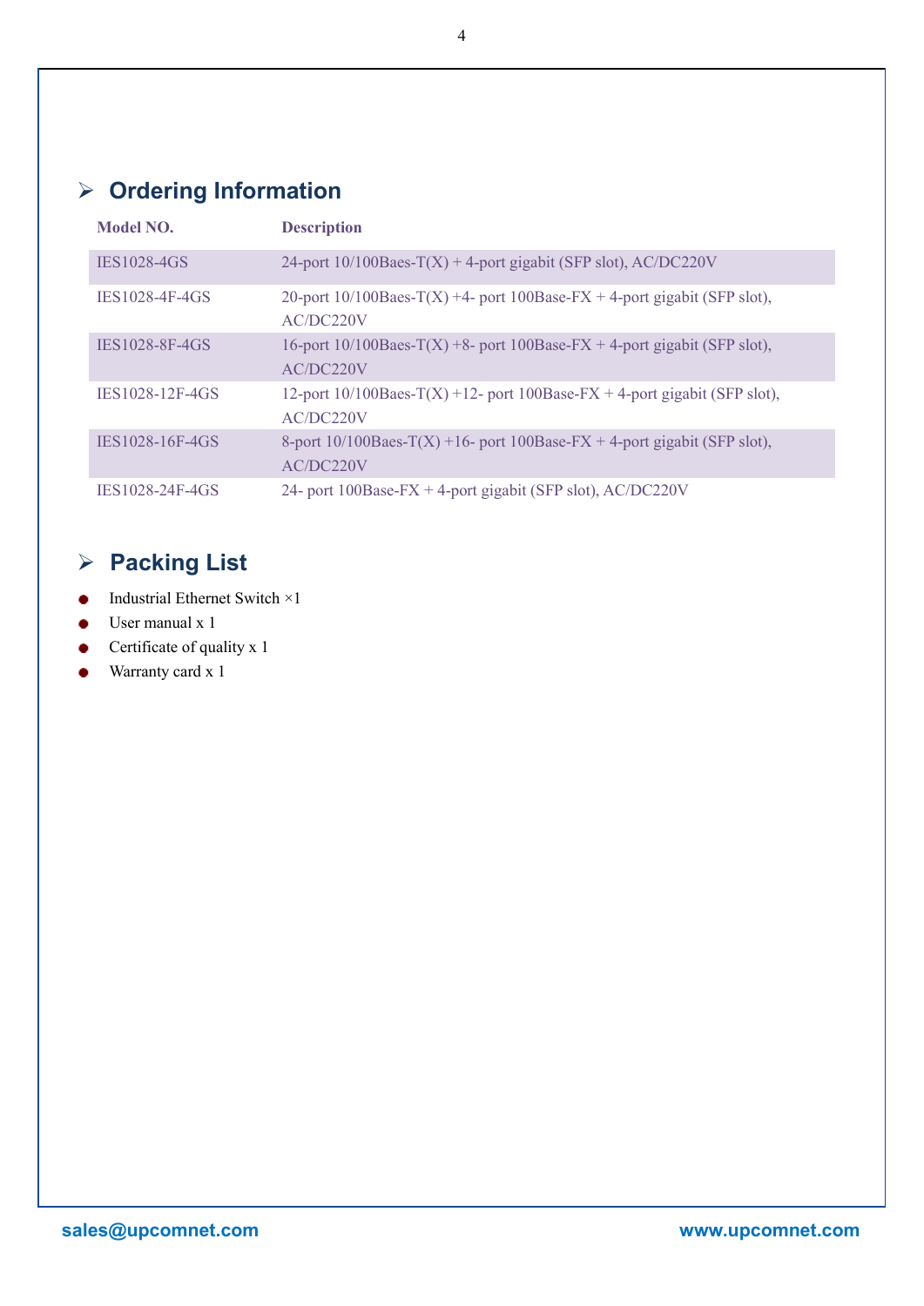## Ordering Information

| Model NO. | Description |
|---|---|
| IES1028-4GS | 24-port 10/100Baes-T(X) + 4-port gigabit (SFP slot), AC/DC220V |
| IES1028-4F-4GS | 20-port 10/100Baes-T(X) +4- port 100Base-FX + 4-port gigabit (SFP slot), AC/DC220V |
| IES1028-8F-4GS | 16-port 10/100Baes-T(X) +8- port 100Base-FX + 4-port gigabit (SFP slot), AC/DC220V |
| IES1028-12F-4GS | 12-port 10/100Baes-T(X) +12- port 100Base-FX + 4-port gigabit (SFP slot), AC/DC220V |
| IES1028-16F-4GS | 8-port 10/100Baes-T(X) +16- port 100Base-FX + 4-port gigabit (SFP slot), AC/DC220V |
| IES1028-24F-4GS | 24- port 100Base-FX + 4-port gigabit (SFP slot), AC/DC220V |

## Packing List

- Industrial Ethernet Switch ×1
- User manual x 1
- Certificate of quality x 1
- Warranty card x 1